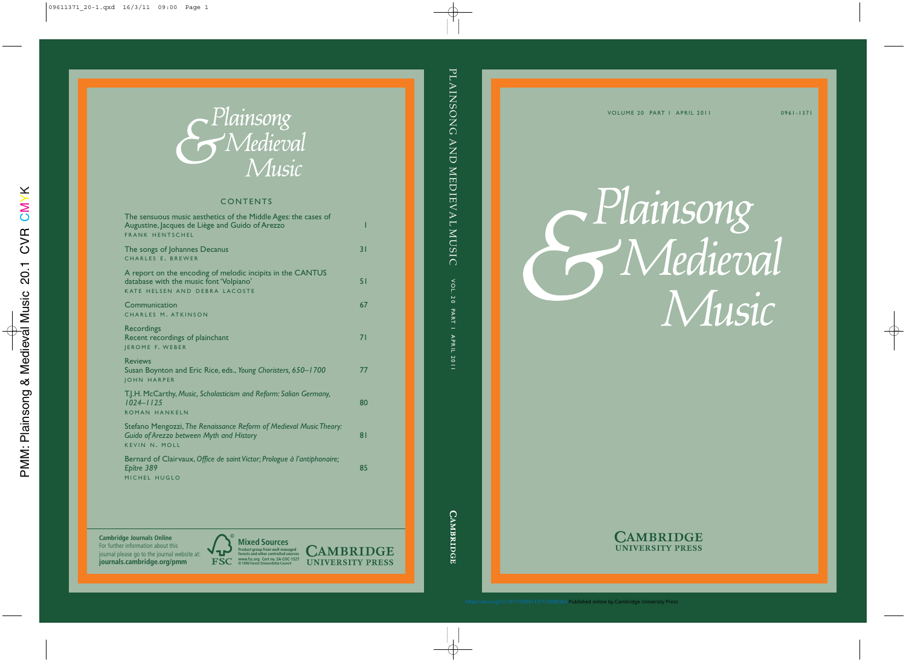# Plainsong & Medieval Music

VOLUME 20 PART 1 APRIL 2011

0961-1371

## CONTENTS

The sensuous music aesthetics of the Middle Ages: the cases of Augustine, Jacques de Liège and Guido of Arezzo — 1
FRANK HENTSCHEL

The songs of Johannes Decanus — 31
CHARLES E. BREWER

A report on the encoding of melodic incipits in the CANTUS database with the music font 'Volpiano' — 51
KATE HELSEN AND DEBRA LACOSTE

Communication — 67
CHARLES M. ATKINSON

Recordings
Recent recordings of plainchant — 71
JEROME F. WEBER

Reviews
Susan Boynton and Eric Rice, eds., *Young Choristers, 650–1700* — 77
JOHN HARPER

T.J.H. McCarthy, *Music, Scholasticism and Reform: Salian Germany, 1024–1125* — 80
ROMAN HANKELN

Stefano Mengozzi, *The Renaissance Reform of Medieval Music Theory: Guido of Arezzo between Myth and History* — 81
KEVIN N. MOLL

Bernard of Clairvaux, *Office de saint Victor; Prologue à l'antiphonaire; Epître 389* — 85
MICHEL HUGLO

**Cambridge Journals Online**
For further information about this journal please go to the journal website at:
**journals.cambridge.org/pmm**

Mixed Sources
Product group from well-managed forests and other controlled sources
www.fsc.org Cert no. SA-COC-1527
© 1996 Forest Stewardship Council

CAMBRIDGE UNIVERSITY PRESS

https://doi.org/10.1017/S0961137110000264 Published online by Cambridge University Press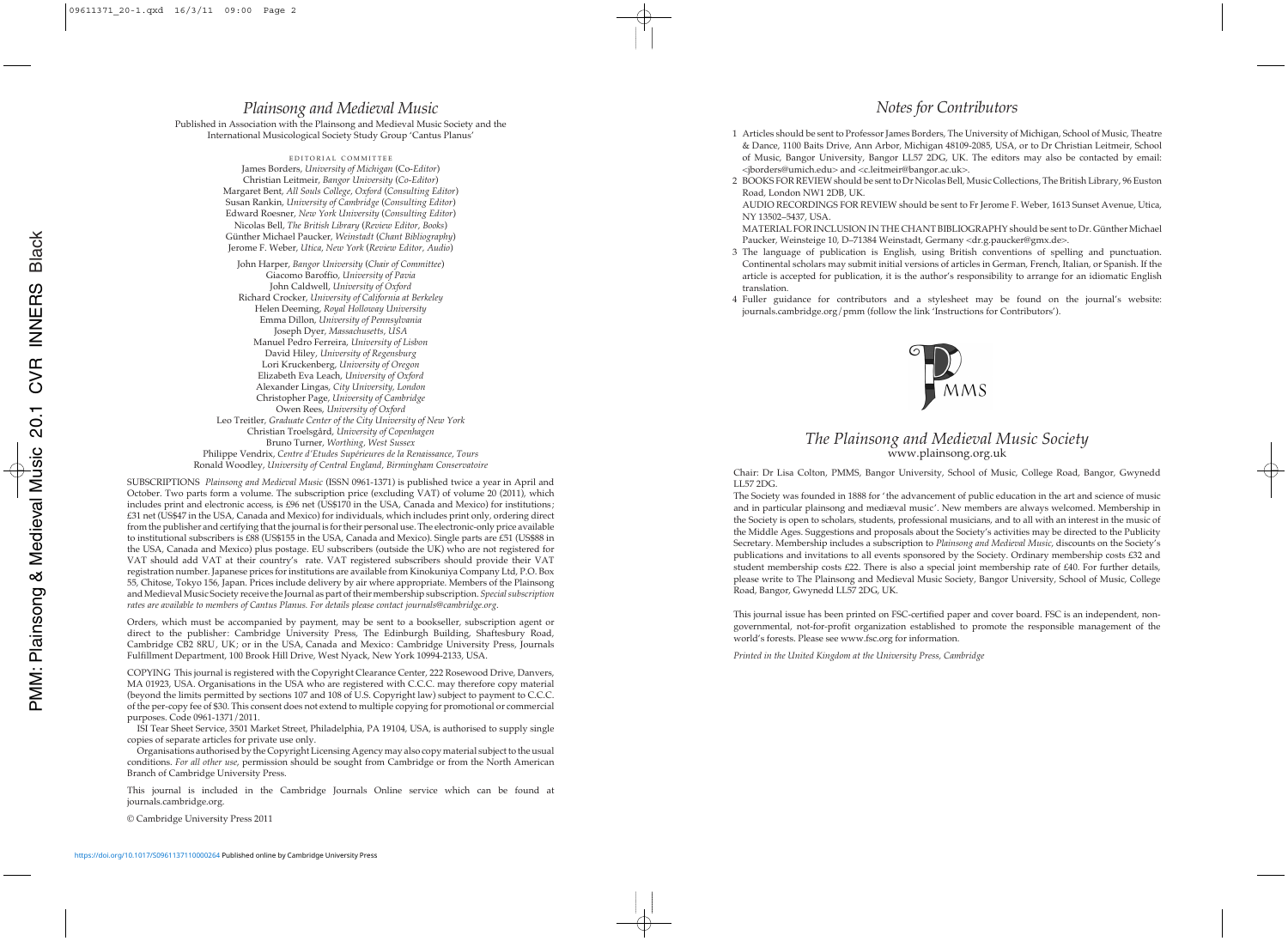# *Plainsong and Medieval Music*

Published in Association with the Plainsong and Medieval Music Society and the International Musicological Society Study Group 'Cantus Planus'

EDITORIAL COMMITTEE

James Borders, *University of Michigan* (Co-*Editor*)
Christian Leitmeir, *Bangor University* (*Co-Editor*)
Margaret Bent, *All Souls College, Oxford* (*Consulting Editor*)
Susan Rankin, *University of Cambridge* (*Consulting Editor*)
Edward Roesner, *New York University* (*Consulting Editor*)
Nicolas Bell, *The British Library* (*Review Editor, Books*)
Günther Michael Paucker, *Weinstadt* (*Chant Bibliography*)
Jerome F. Weber, *Utica, New York* (*Review Editor, Audio*)

John Harper, *Bangor University* (*Chair of Committee*)
Giacomo Baroffio, *University of Pavia*
John Caldwell, *University of Oxford*
Richard Crocker, *University of California at Berkeley*
Helen Deeming, *Royal Holloway University*
Emma Dillon, *University of Pennsylvania*
Joseph Dyer, *Massachusetts, USA*
Manuel Pedro Ferreira, *University of Lisbon*
David Hiley, *University of Regensburg*
Lori Kruckenberg, *University of Oregon*
Elizabeth Eva Leach, *University of Oxford*
Alexander Lingas, *City University, London*
Christopher Page, *University of Cambridge*
Owen Rees, *University of Oxford*
Leo Treitler, *Graduate Center of the City University of New York*
Christian Troelsgård, *University of Copenhagen*
Bruno Turner, *Worthing, West Sussex*
Philippe Vendrix, *Centre d'Etudes Supérieures de la Renaissance, Tours*
Ronald Woodley, *University of Central England, Birmingham Conservatoire*

SUBSCRIPTIONS *Plainsong and Medieval Music* (ISSN 0961-1371) is published twice a year in April and October. Two parts form a volume. The subscription price (excluding VAT) of volume 20 (2011), which includes print and electronic access, is £96 net (US$170 in the USA, Canada and Mexico) for institutions; £31 net (US$47 in the USA, Canada and Mexico) for individuals, which includes print only, ordering direct from the publisher and certifying that the journal is for their personal use. The electronic-only price available to institutional subscribers is £88 (US$155 in the USA, Canada and Mexico). Single parts are £51 (US$88 in the USA, Canada and Mexico) plus postage. EU subscribers (outside the UK) who are not registered for VAT should add VAT at their country's rate. VAT registered subscribers should provide their VAT registration number. Japanese prices for institutions are available from Kinokuniya Company Ltd, P.O. Box 55, Chitose, Tokyo 156, Japan. Prices include delivery by air where appropriate. Members of the Plainsong and Medieval Music Society receive the Journal as part of their membership subscription. *Special subscription rates are available to members of Cantus Planus. For details please contact journals@cambridge.org.*

Orders, which must be accompanied by payment, may be sent to a bookseller, subscription agent or direct to the publisher: Cambridge University Press, The Edinburgh Building, Shaftesbury Road, Cambridge CB2 8RU, UK; or in the USA, Canada and Mexico: Cambridge University Press, Journals Fulfillment Department, 100 Brook Hill Drive, West Nyack, New York 10994-2133, USA.

COPYING This journal is registered with the Copyright Clearance Center, 222 Rosewood Drive, Danvers, MA 01923, USA. Organisations in the USA who are registered with C.C.C. may therefore copy material (beyond the limits permitted by sections 107 and 108 of U.S. Copyright law) subject to payment to C.C.C. of the per-copy fee of $30. This consent does not extend to multiple copying for promotional or commercial purposes. Code 0961-1371/2011.

ISI Tear Sheet Service, 3501 Market Street, Philadelphia, PA 19104, USA, is authorised to supply single copies of separate articles for private use only.

Organisations authorised by the Copyright Licensing Agency may also copy material subject to the usual conditions. *For all other use*, permission should be sought from Cambridge or from the North American Branch of Cambridge University Press.

This journal is included in the Cambridge Journals Online service which can be found at journals.cambridge.org.

© Cambridge University Press 2011

# *Notes for Contributors*

1. Articles should be sent to Professor James Borders, The University of Michigan, School of Music, Theatre & Dance, 1100 Baits Drive, Ann Arbor, Michigan 48109-2085, USA, or to Dr Christian Leitmeir, School of Music, Bangor University, Bangor LL57 2DG, UK. The editors may also be contacted by email: <jborders@umich.edu> and <c.leitmeir@bangor.ac.uk>.
2. BOOKS FOR REVIEW should be sent to Dr Nicolas Bell, Music Collections, The British Library, 96 Euston Road, London NW1 2DB, UK.
   AUDIO RECORDINGS FOR REVIEW should be sent to Fr Jerome F. Weber, 1613 Sunset Avenue, Utica, NY 13502–5437, USA.
   MATERIAL FOR INCLUSION IN THE CHANT BIBLIOGRAPHY should be sent to Dr. Günther Michael Paucker, Weinsteige 10, D–71384 Weinstadt, Germany <dr.g.paucker@gmx.de>.
3. The language of publication is English, using British conventions of spelling and punctuation. Continental scholars may submit initial versions of articles in German, French, Italian, or Spanish. If the article is accepted for publication, it is the author's responsibility to arrange for an idiomatic English translation.
4. Fuller guidance for contributors and a stylesheet may be found on the journal's website: journals.cambridge.org/pmm (follow the link 'Instructions for Contributors').

## *The Plainsong and Medieval Music Society*

www.plainsong.org.uk

Chair: Dr Lisa Colton, PMMS, Bangor University, School of Music, College Road, Bangor, Gwynedd LL57 2DG.

The Society was founded in 1888 for 'the advancement of public education in the art and science of music and in particular plainsong and mediæval music'. New members are always welcomed. Membership in the Society is open to scholars, students, professional musicians, and to all with an interest in the music of the Middle Ages. Suggestions and proposals about the Society's activities may be directed to the Publicity Secretary. Membership includes a subscription to *Plainsong and Medieval Music*, discounts on the Society's publications and invitations to all events sponsored by the Society. Ordinary membership costs £32 and student membership costs £22. There is also a special joint membership rate of £40. For further details, please write to The Plainsong and Medieval Music Society, Bangor University, School of Music, College Road, Bangor, Gwynedd LL57 2DG, UK.

This journal issue has been printed on FSC-certified paper and cover board. FSC is an independent, non-governmental, not-for-profit organization established to promote the responsible management of the world's forests. Please see www.fsc.org for information.

*Printed in the United Kingdom at the University Press, Cambridge*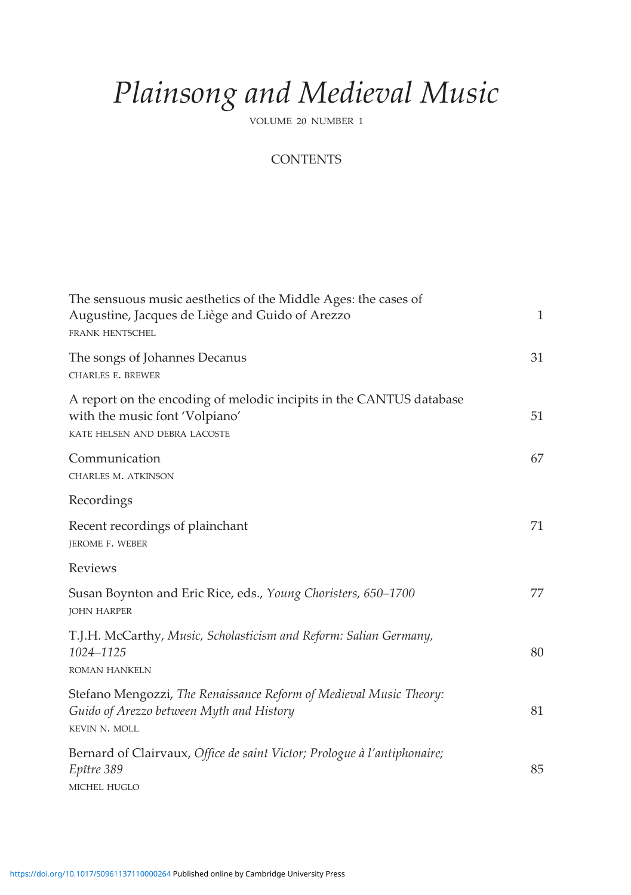# *Plainsong and Medieval Music*

VOLUME 20 NUMBER 1

## CONTENTS

| | |
|---|---|
| The sensuous music aesthetics of the Middle Ages: the cases of Augustine, Jacques de Liège and Guido of Arezzo<br>FRANK HENTSCHEL | 1 |
| The songs of Johannes Decanus<br>CHARLES E. BREWER | 31 |
| A report on the encoding of melodic incipits in the CANTUS database with the music font 'Volpiano'<br>KATE HELSEN AND DEBRA LACOSTE | 51 |
| Communication<br>CHARLES M. ATKINSON | 67 |
| Recordings | |
| Recent recordings of plainchant<br>JEROME F. WEBER | 71 |
| Reviews | |
| Susan Boynton and Eric Rice, eds., *Young Choristers, 650–1700*<br>JOHN HARPER | 77 |
| T.J.H. McCarthy, *Music, Scholasticism and Reform: Salian Germany, 1024–1125*<br>ROMAN HANKELN | 80 |
| Stefano Mengozzi, *The Renaissance Reform of Medieval Music Theory: Guido of Arezzo between Myth and History*<br>KEVIN N. MOLL | 81 |
| Bernard of Clairvaux, *Office de saint Victor; Prologue à l'antiphonaire; Epître 389*<br>MICHEL HUGLO | 85 |

https://doi.org/10.1017/S0961137110000264 Published online by Cambridge University Press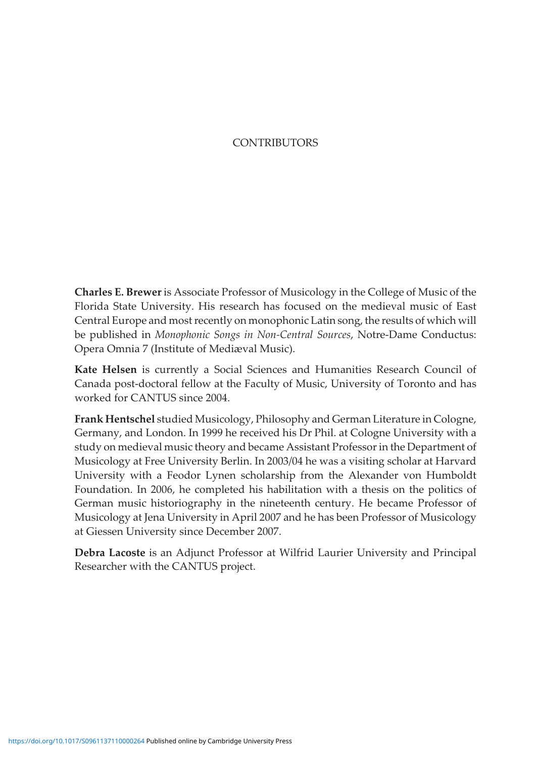# CONTRIBUTORS

**Charles E. Brewer** is Associate Professor of Musicology in the College of Music of the Florida State University. His research has focused on the medieval music of East Central Europe and most recently on monophonic Latin song, the results of which will be published in *Monophonic Songs in Non-Central Sources*, Notre-Dame Conductus: Opera Omnia 7 (Institute of Mediæval Music).

**Kate Helsen** is currently a Social Sciences and Humanities Research Council of Canada post-doctoral fellow at the Faculty of Music, University of Toronto and has worked for CANTUS since 2004.

**Frank Hentschel** studied Musicology, Philosophy and German Literature in Cologne, Germany, and London. In 1999 he received his Dr Phil. at Cologne University with a study on medieval music theory and became Assistant Professor in the Department of Musicology at Free University Berlin. In 2003/04 he was a visiting scholar at Harvard University with a Feodor Lynen scholarship from the Alexander von Humboldt Foundation. In 2006, he completed his habilitation with a thesis on the politics of German music historiography in the nineteenth century. He became Professor of Musicology at Jena University in April 2007 and he has been Professor of Musicology at Giessen University since December 2007.

**Debra Lacoste** is an Adjunct Professor at Wilfrid Laurier University and Principal Researcher with the CANTUS project.